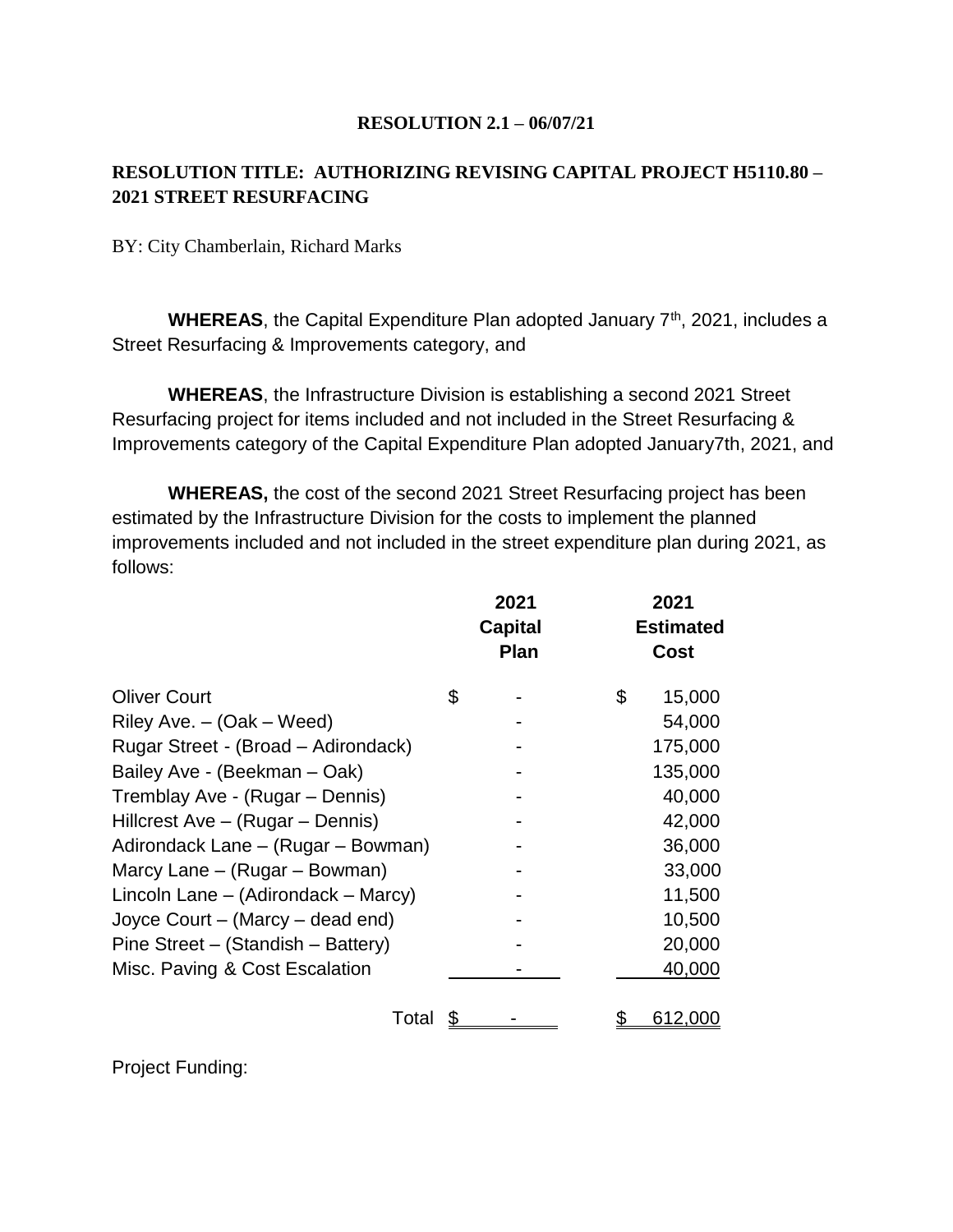**RESOLUTION 2.1 – 06/07/21**

**RESOLUTION TITLE: AUTHORIZING REVISING CAPITAL PROJECT H5110.80 – 2021 STREET RESURFACING**

BY: City Chamberlain, Richard Marks

**WHEREAS**, the Capital Expenditure Plan adopted January 7th, 2021, includes a Street Resurfacing & Improvements category, and

**WHEREAS**, the Infrastructure Division is establishing a second 2021 Street Resurfacing project for items included and not included in the Street Resurfacing & Improvements category of the Capital Expenditure Plan adopted January7th, 2021, and

**WHEREAS,** the cost of the second 2021 Street Resurfacing project has been estimated by the Infrastructure Division for the costs to implement the planned improvements included and not included in the street expenditure plan during 2021, as follows:

| | 2021 Capital Plan | 2021 Estimated Cost |
|---|---|---|
| Oliver Court | $ - | $ 15,000 |
| Riley Ave. – (Oak – Weed) | - | 54,000 |
| Rugar Street - (Broad – Adirondack) | - | 175,000 |
| Bailey Ave - (Beekman – Oak) | - | 135,000 |
| Tremblay Ave - (Rugar – Dennis) | - | 40,000 |
| Hillcrest Ave – (Rugar – Dennis) | - | 42,000 |
| Adirondack Lane – (Rugar – Bowman) | - | 36,000 |
| Marcy Lane – (Rugar – Bowman) | - | 33,000 |
| Lincoln Lane – (Adirondack – Marcy) | - | 11,500 |
| Joyce Court – (Marcy – dead end) | - | 10,500 |
| Pine Street – (Standish – Battery) | - | 20,000 |
| Misc. Paving & Cost Escalation | - | 40,000 |
| Total | $ - | $ 612,000 |

Project Funding: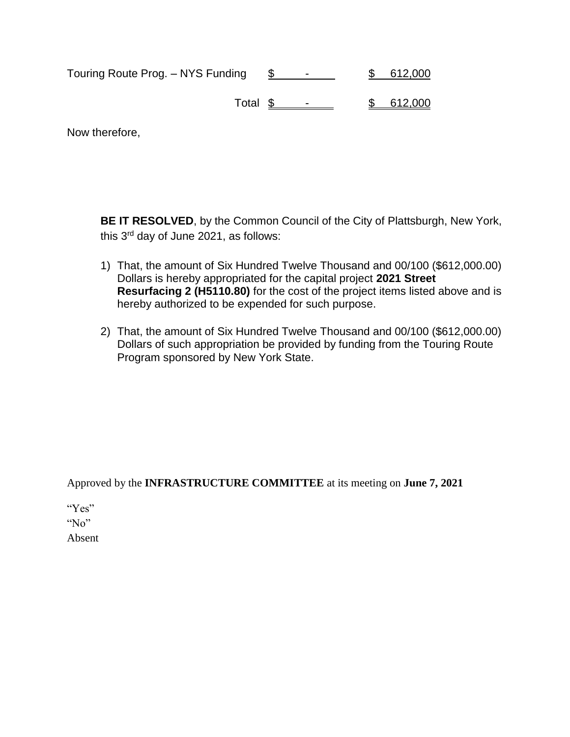| | | |
|---|---|---|
| Touring Route Prog. – NYS Funding | $ - | $ 612,000 |
| Total | $ - | $ 612,000 |

Now therefore,

**BE IT RESOLVED**, by the Common Council of the City of Plattsburgh, New York, this 3rd day of June 2021, as follows:

1) That, the amount of Six Hundred Twelve Thousand and 00/100 ($612,000.00) Dollars is hereby appropriated for the capital project **2021 Street Resurfacing 2 (H5110.80)** for the cost of the project items listed above and is hereby authorized to be expended for such purpose.

2) That, the amount of Six Hundred Twelve Thousand and 00/100 ($612,000.00) Dollars of such appropriation be provided by funding from the Touring Route Program sponsored by New York State.

Approved by the **INFRASTRUCTURE COMMITTEE** at its meeting on **June 7, 2021**

"Yes"
"No"
Absent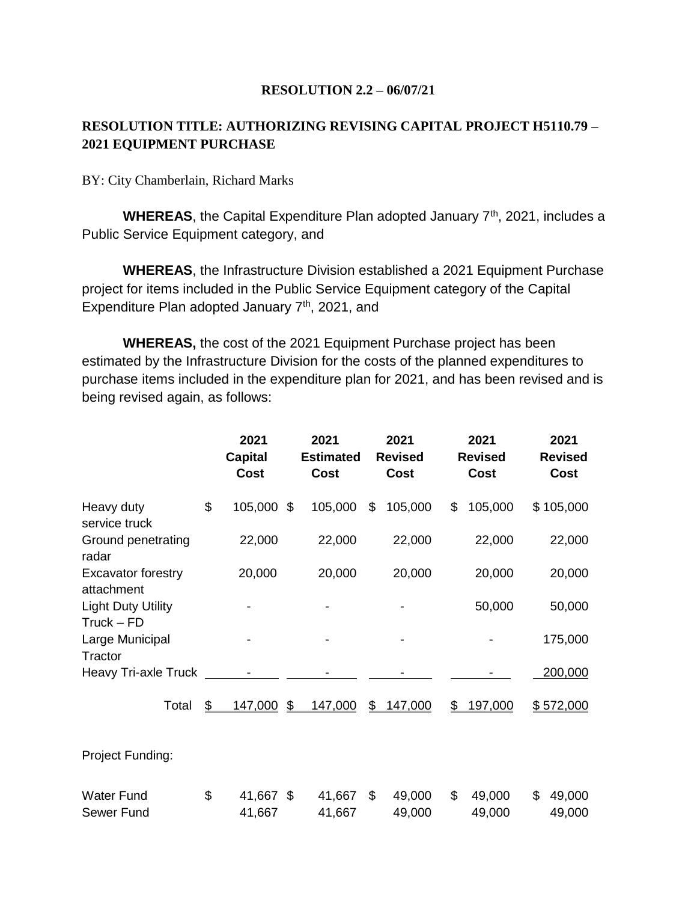**RESOLUTION 2.2 – 06/07/21**

**RESOLUTION TITLE: AUTHORIZING REVISING CAPITAL PROJECT H5110.79 – 2021 EQUIPMENT PURCHASE**

BY: City Chamberlain, Richard Marks

**WHEREAS**, the Capital Expenditure Plan adopted January 7th, 2021, includes a Public Service Equipment category, and

**WHEREAS**, the Infrastructure Division established a 2021 Equipment Purchase project for items included in the Public Service Equipment category of the Capital Expenditure Plan adopted January 7th, 2021, and

**WHEREAS,** the cost of the 2021 Equipment Purchase project has been estimated by the Infrastructure Division for the costs of the planned expenditures to purchase items included in the expenditure plan for 2021, and has been revised and is being revised again, as follows:

| | 2021 Capital Cost | 2021 Estimated Cost | 2021 Revised Cost | 2021 Revised Cost | 2021 Revised Cost |
|---|---|---|---|---|---|
| Heavy duty service truck | $ 105,000 | $ 105,000 | $ 105,000 | $ 105,000 | $ 105,000 |
| Ground penetrating radar | 22,000 | 22,000 | 22,000 | 22,000 | 22,000 |
| Excavator forestry attachment | 20,000 | 20,000 | 20,000 | 20,000 | 20,000 |
| Light Duty Utility Truck – FD | - | - | - | 50,000 | 50,000 |
| Large Municipal Tractor | - | - | - | - | 175,000 |
| Heavy Tri-axle Truck | - | - | - | - | 200,000 |
| Total | $ 147,000 | $ 147,000 | $ 147,000 | $ 197,000 | $ 572,000 |

Project Funding:

| | | | | | |
|---|---|---|---|---|---|
| Water Fund | $ 41,667 | $ 41,667 | $ 49,000 | $ 49,000 | $ 49,000 |
| Sewer Fund | 41,667 | 41,667 | 49,000 | 49,000 | 49,000 |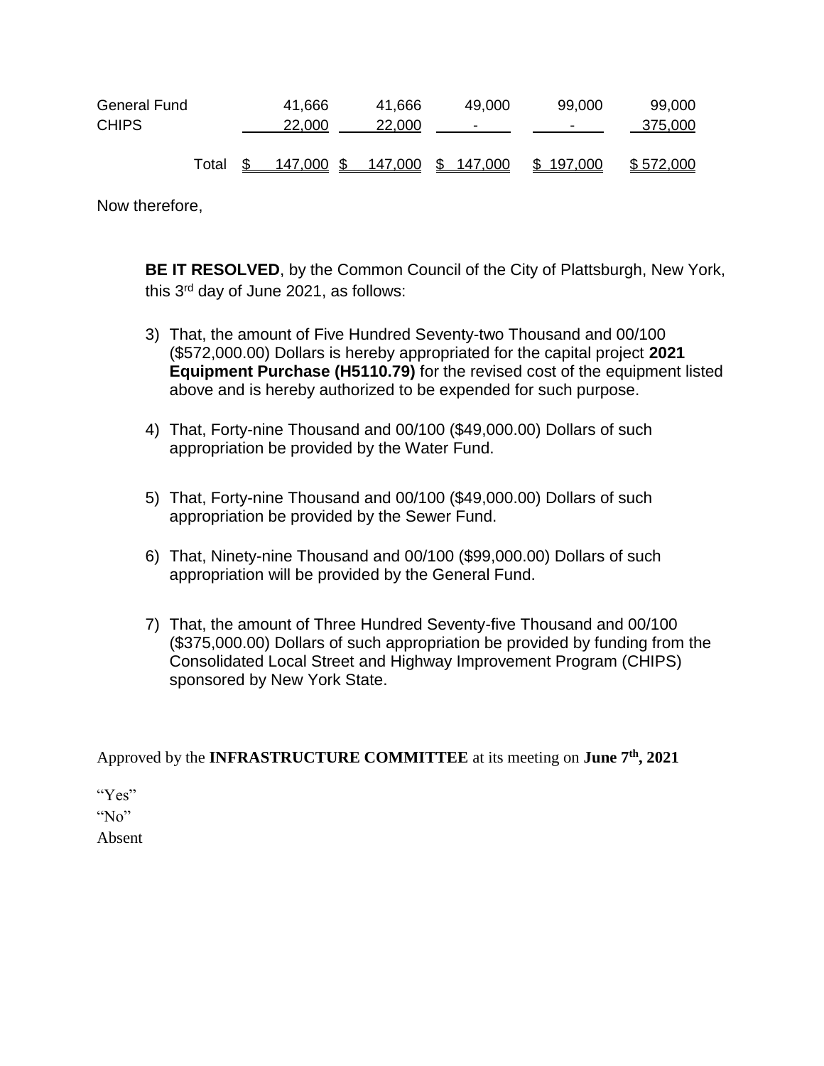| | | | | | |
|---|---|---|---|---|---|
| General Fund | 41,666 | 41,666 | 49,000 | 99,000 | 99,000 |
| CHIPS | 22,000 | 22,000 | - | - | 375,000 |
| Total | $ 147,000 | $ 147,000 | $ 147,000 | $ 197,000 | $ 572,000 |

Now therefore,

**BE IT RESOLVED**, by the Common Council of the City of Plattsburgh, New York, this 3rd day of June 2021, as follows:

3) That, the amount of Five Hundred Seventy-two Thousand and 00/100 ($572,000.00) Dollars is hereby appropriated for the capital project **2021 Equipment Purchase (H5110.79)** for the revised cost of the equipment listed above and is hereby authorized to be expended for such purpose.

4) That, Forty-nine Thousand and 00/100 ($49,000.00) Dollars of such appropriation be provided by the Water Fund.

5) That, Forty-nine Thousand and 00/100 ($49,000.00) Dollars of such appropriation be provided by the Sewer Fund.

6) That, Ninety-nine Thousand and 00/100 ($99,000.00) Dollars of such appropriation will be provided by the General Fund.

7) That, the amount of Three Hundred Seventy-five Thousand and 00/100 ($375,000.00) Dollars of such appropriation be provided by funding from the Consolidated Local Street and Highway Improvement Program (CHIPS) sponsored by New York State.

Approved by the **INFRASTRUCTURE COMMITTEE** at its meeting on **June 7th, 2021**

"Yes"
"No"
Absent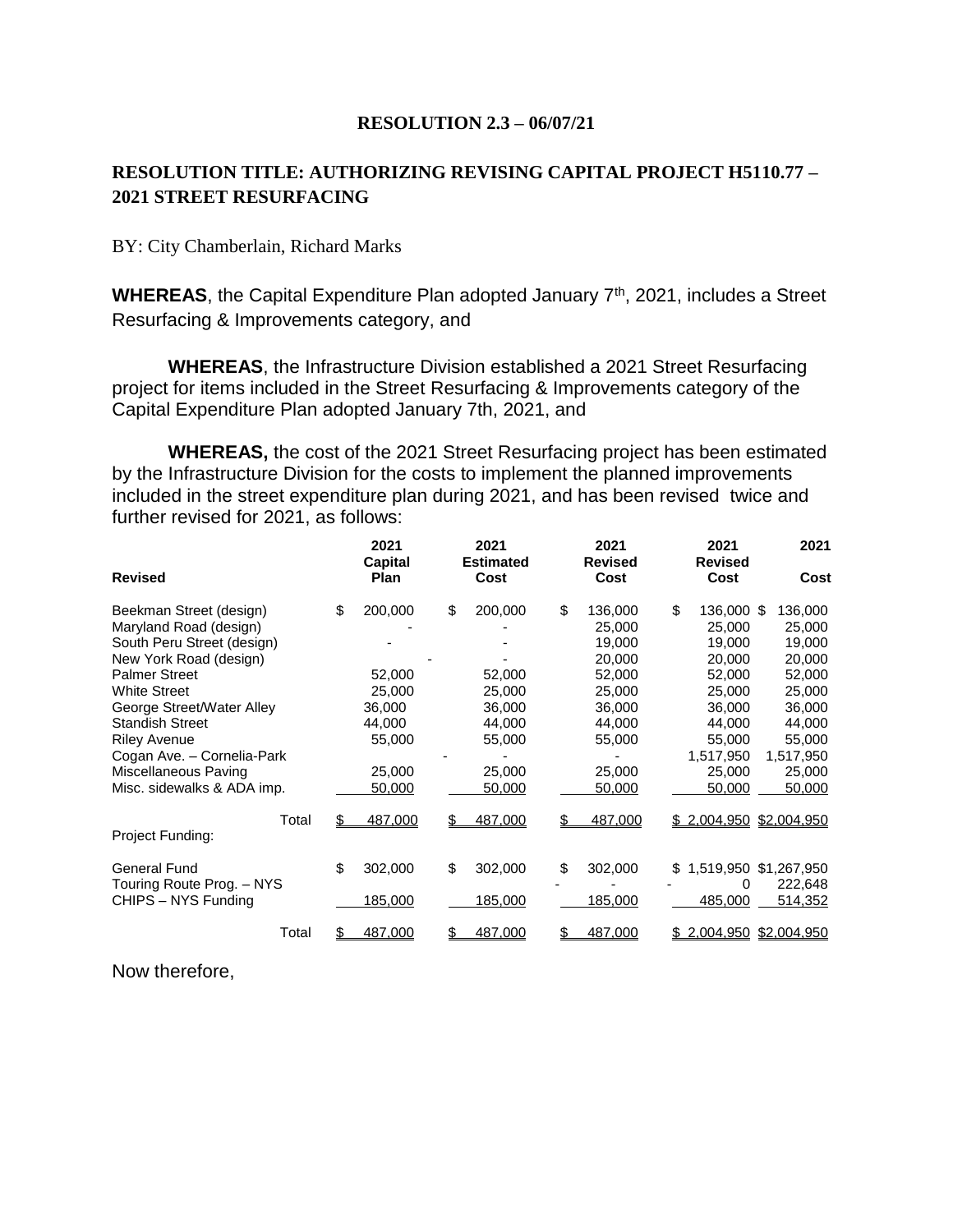**RESOLUTION 2.3 – 06/07/21**

**RESOLUTION TITLE: AUTHORIZING REVISING CAPITAL PROJECT H5110.77 – 2021 STREET RESURFACING**

BY: City Chamberlain, Richard Marks

**WHEREAS**, the Capital Expenditure Plan adopted January 7th, 2021, includes a Street Resurfacing & Improvements category, and

**WHEREAS**, the Infrastructure Division established a 2021 Street Resurfacing project for items included in the Street Resurfacing & Improvements category of the Capital Expenditure Plan adopted January 7th, 2021, and

**WHEREAS,** the cost of the 2021 Street Resurfacing project has been estimated by the Infrastructure Division for the costs to implement the planned improvements included in the street expenditure plan during 2021, and has been revised twice and further revised for 2021, as follows:

| Revised | 2021 Capital Plan | 2021 Estimated Cost | 2021 Revised Cost | 2021 Revised Cost | 2021 Cost |
|---|---|---|---|---|---|
| Beekman Street (design) | $ 200,000 | $ 200,000 | $ 136,000 | $ 136,000 | $ 136,000 |
| Maryland Road (design) | - | - | 25,000 | 25,000 | 25,000 |
| South Peru Street (design) | - | - | 19,000 | 19,000 | 19,000 |
| New York Road (design) | - | - | 20,000 | 20,000 | 20,000 |
| Palmer Street | 52,000 | 52,000 | 52,000 | 52,000 | 52,000 |
| White Street | 25,000 | 25,000 | 25,000 | 25,000 | 25,000 |
| George Street/Water Alley | 36,000 | 36,000 | 36,000 | 36,000 | 36,000 |
| Standish Street | 44,000 | 44,000 | 44,000 | 44,000 | 44,000 |
| Riley Avenue | 55,000 | 55,000 | 55,000 | 55,000 | 55,000 |
| Cogan Ave. – Cornelia-Park | - | - | - | 1,517,950 | 1,517,950 |
| Miscellaneous Paving | 25,000 | 25,000 | 25,000 | 25,000 | 25,000 |
| Misc. sidewalks & ADA imp. | 50,000 | 50,000 | 50,000 | 50,000 | 50,000 |
| Total | $ 487,000 | $ 487,000 | $ 487,000 | $ 2,004,950 | $2,004,950 |
| Project Funding: | | | | | |
| General Fund | $ 302,000 | $ 302,000 | $ 302,000 | $ 1,519,950 | $1,267,950 |
| Touring Route Prog. – NYS | - | - | - | 0 | 222,648 |
| CHIPS – NYS Funding | 185,000 | 185,000 | 185,000 | 485,000 | 514,352 |
| Total | $ 487,000 | $ 487,000 | $ 487,000 | $ 2,004,950 | $2,004,950 |

Now therefore,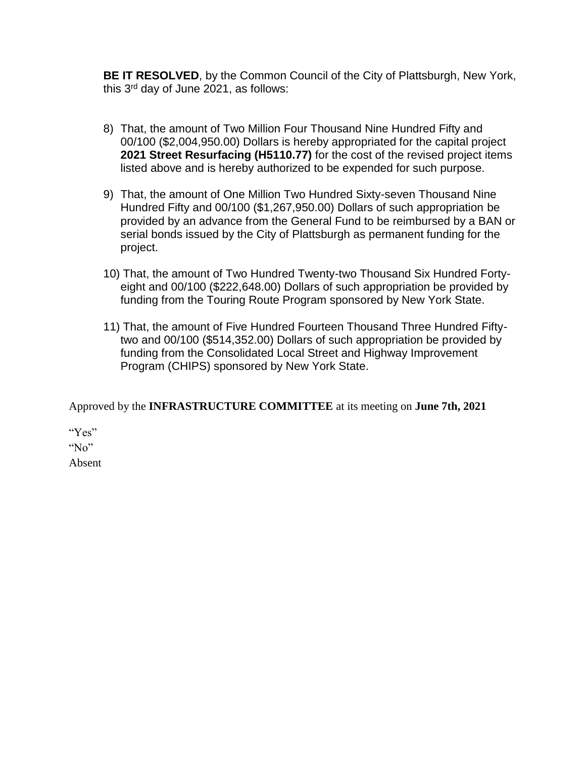**BE IT RESOLVED**, by the Common Council of the City of Plattsburgh, New York, this 3rd day of June 2021, as follows:

8) That, the amount of Two Million Four Thousand Nine Hundred Fifty and 00/100 ($2,004,950.00) Dollars is hereby appropriated for the capital project **2021 Street Resurfacing (H5110.77)** for the cost of the revised project items listed above and is hereby authorized to be expended for such purpose.

9) That, the amount of One Million Two Hundred Sixty-seven Thousand Nine Hundred Fifty and 00/100 ($1,267,950.00) Dollars of such appropriation be provided by an advance from the General Fund to be reimbursed by a BAN or serial bonds issued by the City of Plattsburgh as permanent funding for the project.

10) That, the amount of Two Hundred Twenty-two Thousand Six Hundred Forty-eight and 00/100 ($222,648.00) Dollars of such appropriation be provided by funding from the Touring Route Program sponsored by New York State.

11) That, the amount of Five Hundred Fourteen Thousand Three Hundred Fifty-two and 00/100 ($514,352.00) Dollars of such appropriation be provided by funding from the Consolidated Local Street and Highway Improvement Program (CHIPS) sponsored by New York State.

Approved by the **INFRASTRUCTURE COMMITTEE** at its meeting on **June 7th, 2021**

"Yes"

"No"

Absent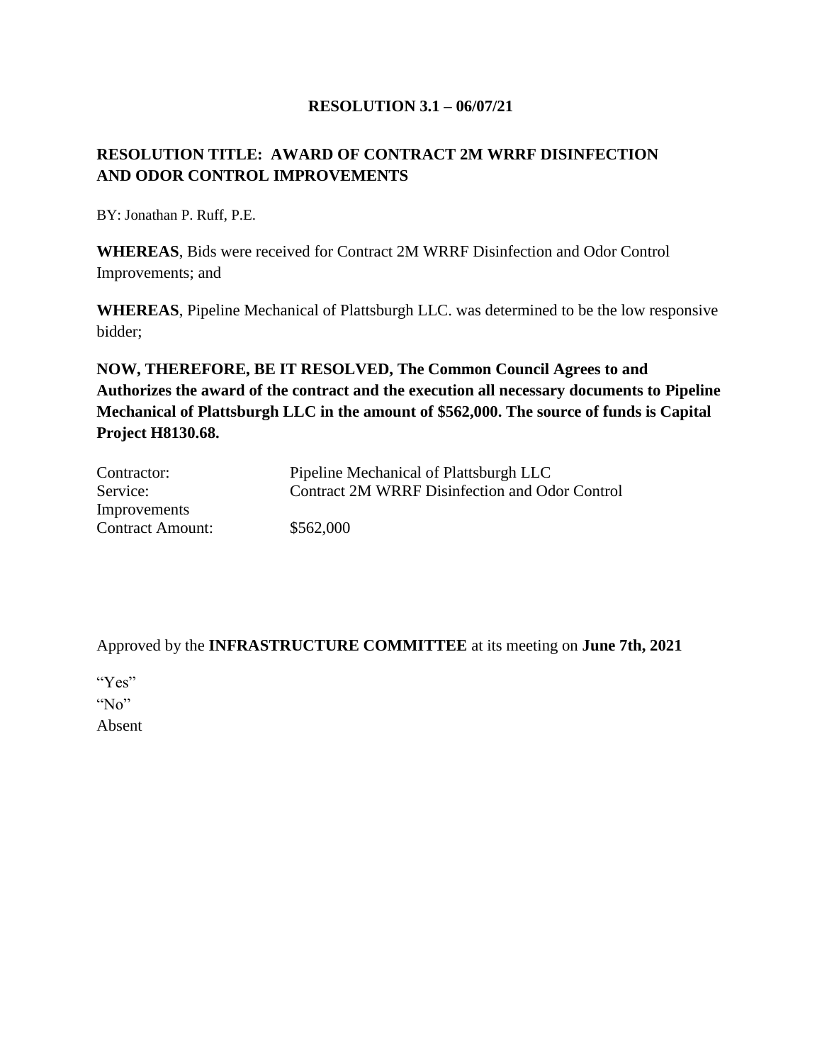**RESOLUTION 3.1 – 06/07/21**

**RESOLUTION TITLE: AWARD OF CONTRACT 2M WRRF DISINFECTION AND ODOR CONTROL IMPROVEMENTS**

BY: Jonathan P. Ruff, P.E.

**WHEREAS**, Bids were received for Contract 2M WRRF Disinfection and Odor Control Improvements; and

**WHEREAS**, Pipeline Mechanical of Plattsburgh LLC. was determined to be the low responsive bidder;

**NOW, THEREFORE, BE IT RESOLVED, The Common Council Agrees to and Authorizes the award of the contract and the execution all necessary documents to Pipeline Mechanical of Plattsburgh LLC in the amount of $562,000. The source of funds is Capital Project H8130.68.**

| | |
|---|---|
| Contractor: | Pipeline Mechanical of Plattsburgh LLC |
| Service: | Contract 2M WRRF Disinfection and Odor Control Improvements |
| Contract Amount: | $562,000 |

Approved by the **INFRASTRUCTURE COMMITTEE** at its meeting on **June 7th, 2021**

"Yes"
"No"
Absent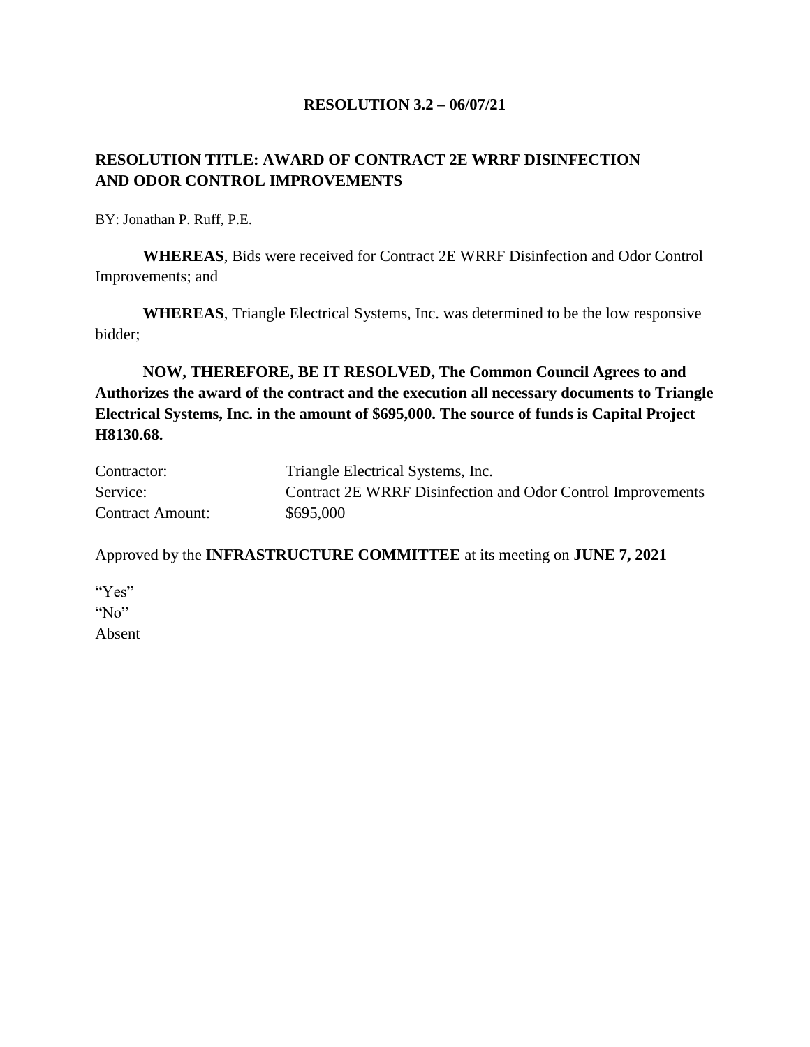**RESOLUTION 3.2 – 06/07/21**

**RESOLUTION TITLE: AWARD OF CONTRACT 2E WRRF DISINFECTION AND ODOR CONTROL IMPROVEMENTS**

BY: Jonathan P. Ruff, P.E.

**WHEREAS**, Bids were received for Contract 2E WRRF Disinfection and Odor Control Improvements; and

**WHEREAS**, Triangle Electrical Systems, Inc. was determined to be the low responsive bidder;

**NOW, THEREFORE, BE IT RESOLVED, The Common Council Agrees to and Authorizes the award of the contract and the execution all necessary documents to Triangle Electrical Systems, Inc. in the amount of $695,000. The source of funds is Capital Project H8130.68.**

| | |
|---|---|
| Contractor: | Triangle Electrical Systems, Inc. |
| Service: | Contract 2E WRRF Disinfection and Odor Control Improvements |
| Contract Amount: | $695,000 |

Approved by the **INFRASTRUCTURE COMMITTEE** at its meeting on **JUNE 7, 2021**

"Yes"
"No"
Absent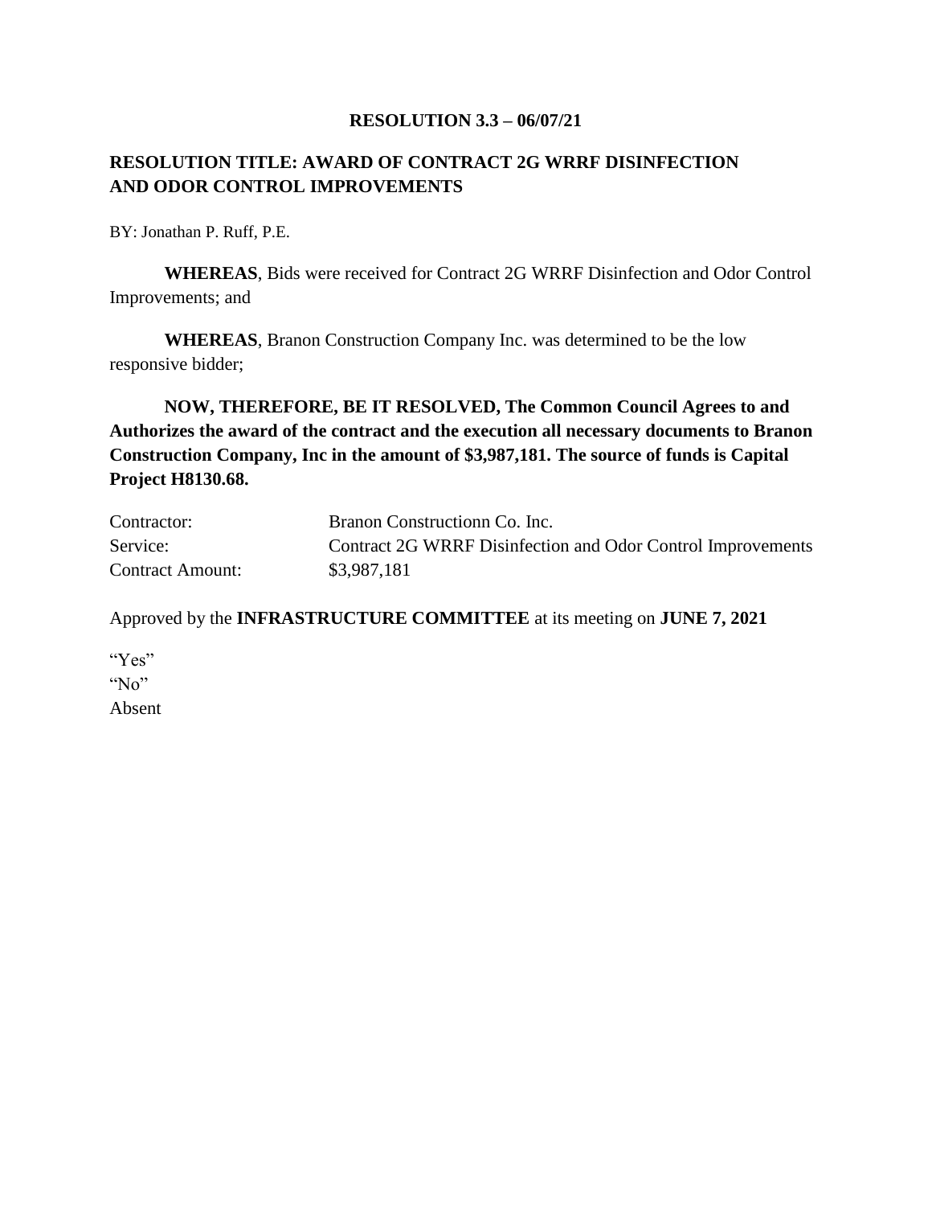**RESOLUTION 3.3 – 06/07/21**

**RESOLUTION TITLE: AWARD OF CONTRACT 2G WRRF DISINFECTION AND ODOR CONTROL IMPROVEMENTS**

BY: Jonathan P. Ruff, P.E.

**WHEREAS**, Bids were received for Contract 2G WRRF Disinfection and Odor Control Improvements; and

**WHEREAS**, Branon Construction Company Inc. was determined to be the low responsive bidder;

**NOW, THEREFORE, BE IT RESOLVED, The Common Council Agrees to and Authorizes the award of the contract and the execution all necessary documents to Branon Construction Company, Inc in the amount of $3,987,181. The source of funds is Capital Project H8130.68.**

| | |
|---|---|
| Contractor: | Branon Constructionn Co. Inc. |
| Service: | Contract 2G WRRF Disinfection and Odor Control Improvements |
| Contract Amount: | $3,987,181 |

Approved by the **INFRASTRUCTURE COMMITTEE** at its meeting on **JUNE 7, 2021**

"Yes"
"No"
Absent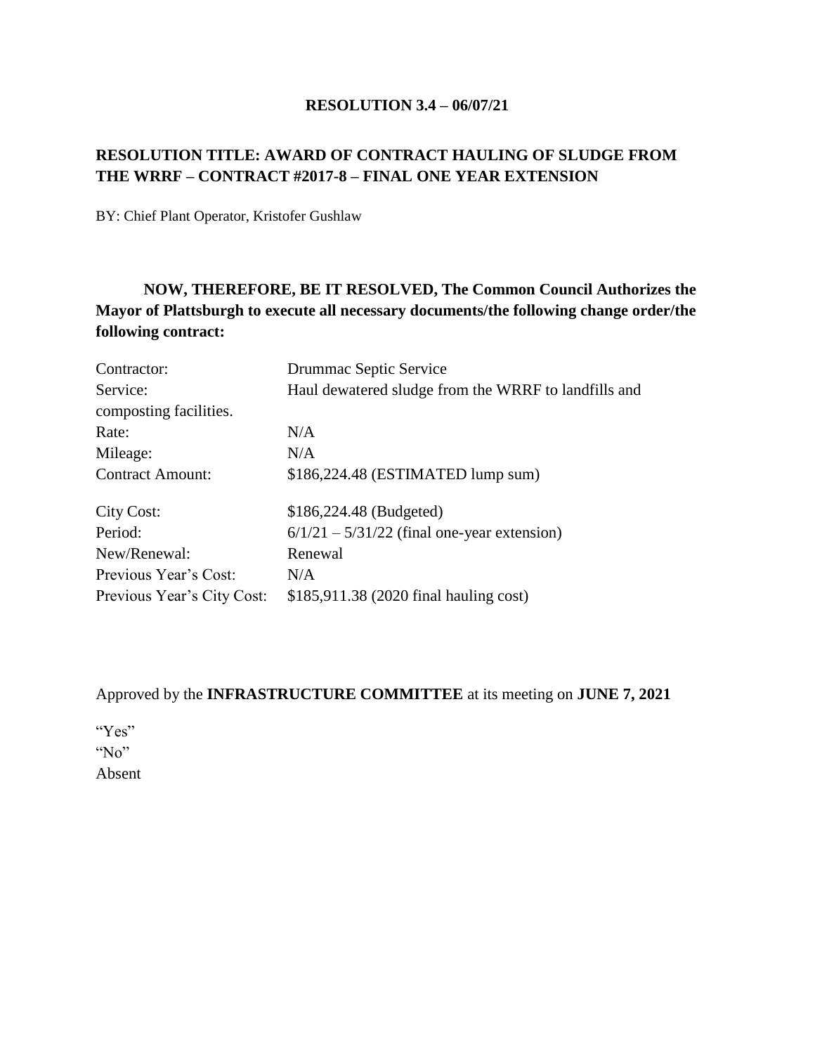**RESOLUTION 3.4 – 06/07/21**

**RESOLUTION TITLE: AWARD OF CONTRACT HAULING OF SLUDGE FROM THE WRRF – CONTRACT #2017-8 – FINAL ONE YEAR EXTENSION**

BY: Chief Plant Operator, Kristofer Gushlaw

**NOW, THEREFORE, BE IT RESOLVED, The Common Council Authorizes the Mayor of Plattsburgh to execute all necessary documents/the following change order/the following contract:**

| | |
|---|---|
| Contractor: | Drummac Septic Service |
| Service: | Haul dewatered sludge from the WRRF to landfills and composting facilities. |
| Rate: | N/A |
| Mileage: | N/A |
| Contract Amount: | $186,224.48 (ESTIMATED lump sum) |
| City Cost: | $186,224.48 (Budgeted) |
| Period: | 6/1/21 – 5/31/22 (final one-year extension) |
| New/Renewal: | Renewal |
| Previous Year's Cost: | N/A |
| Previous Year's City Cost: | $185,911.38 (2020 final hauling cost) |

Approved by the **INFRASTRUCTURE COMMITTEE** at its meeting on **JUNE 7, 2021**

"Yes"
"No"
Absent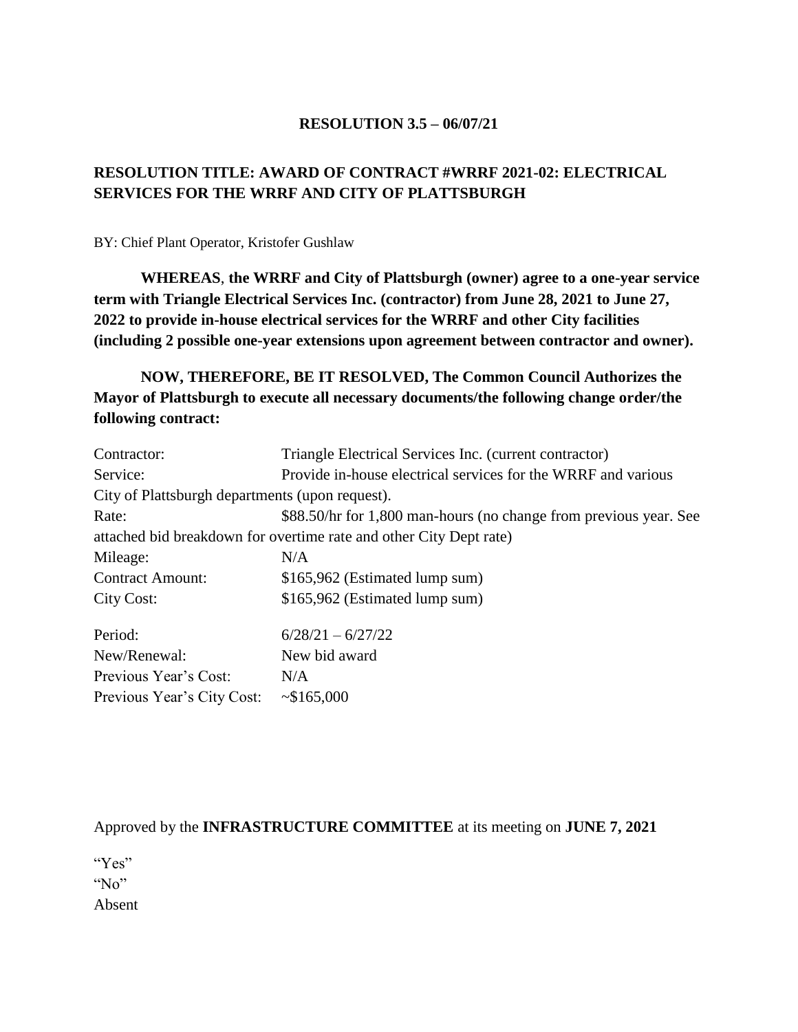**RESOLUTION 3.5 – 06/07/21**

**RESOLUTION TITLE: AWARD OF CONTRACT #WRRF 2021-02: ELECTRICAL SERVICES FOR THE WRRF AND CITY OF PLATTSBURGH**

BY: Chief Plant Operator, Kristofer Gushlaw

**WHEREAS**, **the WRRF and City of Plattsburgh (owner) agree to a one-year service term with Triangle Electrical Services Inc. (contractor) from June 28, 2021 to June 27, 2022 to provide in-house electrical services for the WRRF and other City facilities (including 2 possible one-year extensions upon agreement between contractor and owner).**

**NOW, THEREFORE, BE IT RESOLVED, The Common Council Authorizes the Mayor of Plattsburgh to execute all necessary documents/the following change order/the following contract:**

| | |
|---|---|
| Contractor: | Triangle Electrical Services Inc. (current contractor) |
| Service: | Provide in-house electrical services for the WRRF and various City of Plattsburgh departments (upon request). |
| Rate: | $88.50/hr for 1,800 man-hours (no change from previous year. See attached bid breakdown for overtime rate and other City Dept rate) |
| Mileage: | N/A |
| Contract Amount: | $165,962 (Estimated lump sum) |
| City Cost: | $165,962 (Estimated lump sum) |
| Period: | 6/28/21 – 6/27/22 |
| New/Renewal: | New bid award |
| Previous Year's Cost: | N/A |
| Previous Year's City Cost: | ~$165,000 |

Approved by the **INFRASTRUCTURE COMMITTEE** at its meeting on **JUNE 7, 2021**

"Yes"
"No"
Absent